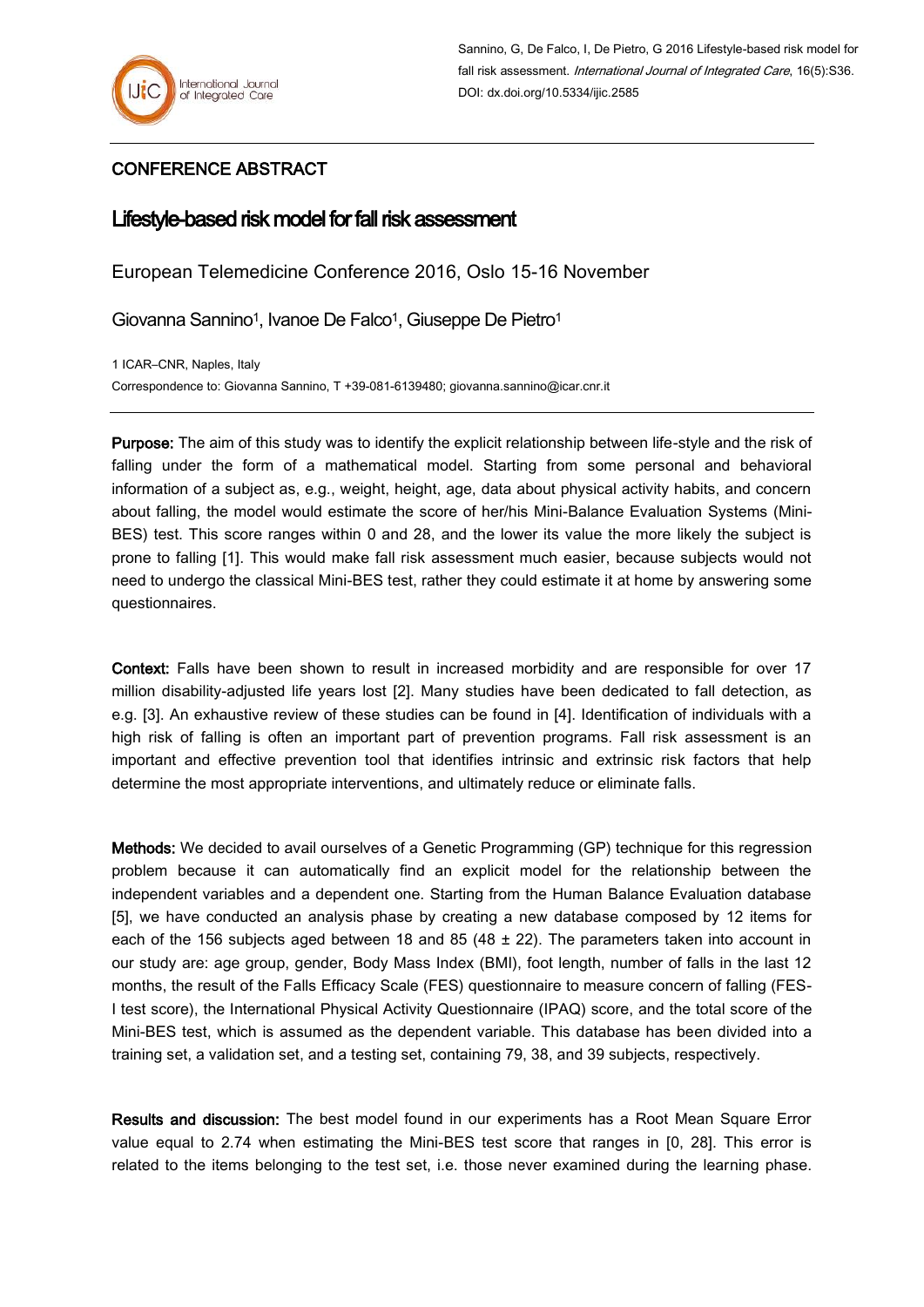Sannino, G, De Falco, I, De Pietro, G 2016 Lifestyle-based risk model for fall risk assessment. *International Journal of Integrated Care*, 16(5):S36. DOI: dx.doi.org/10.5334/ijic.2585

## CONFERENCE ABSTRACT

# Lifestyle-based risk model for fall risk assessment

European Telemedicine Conference 2016, Oslo 15-16 November

Giovanna Sannino[1], Ivanoe De Falco[1], Giuseppe De Pietro[1]

1 ICAR–CNR, Naples, Italy

Correspondence to: Giovanna Sannino, T +39-081-6139480; giovanna.sannino@icar.cnr.it

**Purpose:** The aim of this study was to identify the explicit relationship between life-style and the risk of falling under the form of a mathematical model. Starting from some personal and behavioral information of a subject as, e.g., weight, height, age, data about physical activity habits, and concern about falling, the model would estimate the score of her/his Mini-Balance Evaluation Systems (Mini-BES) test. This score ranges within 0 and 28, and the lower its value the more likely the subject is prone to falling [1]. This would make fall risk assessment much easier, because subjects would not need to undergo the classical Mini-BES test, rather they could estimate it at home by answering some questionnaires.

**Context:** Falls have been shown to result in increased morbidity and are responsible for over 17 million disability-adjusted life years lost [2]. Many studies have been dedicated to fall detection, as e.g. [3]. An exhaustive review of these studies can be found in [4]. Identification of individuals with a high risk of falling is often an important part of prevention programs. Fall risk assessment is an important and effective prevention tool that identifies intrinsic and extrinsic risk factors that help determine the most appropriate interventions, and ultimately reduce or eliminate falls.

**Methods:** We decided to avail ourselves of a Genetic Programming (GP) technique for this regression problem because it can automatically find an explicit model for the relationship between the independent variables and a dependent one. Starting from the Human Balance Evaluation database [5], we have conducted an analysis phase by creating a new database composed by 12 items for each of the 156 subjects aged between 18 and 85 (48 ± 22). The parameters taken into account in our study are: age group, gender, Body Mass Index (BMI), foot length, number of falls in the last 12 months, the result of the Falls Efficacy Scale (FES) questionnaire to measure concern of falling (FES-I test score), the International Physical Activity Questionnaire (IPAQ) score, and the total score of the Mini-BES test, which is assumed as the dependent variable. This database has been divided into a training set, a validation set, and a testing set, containing 79, 38, and 39 subjects, respectively.

**Results and discussion:** The best model found in our experiments has a Root Mean Square Error value equal to 2.74 when estimating the Mini-BES test score that ranges in [0, 28]. This error is related to the items belonging to the test set, i.e. those never examined during the learning phase.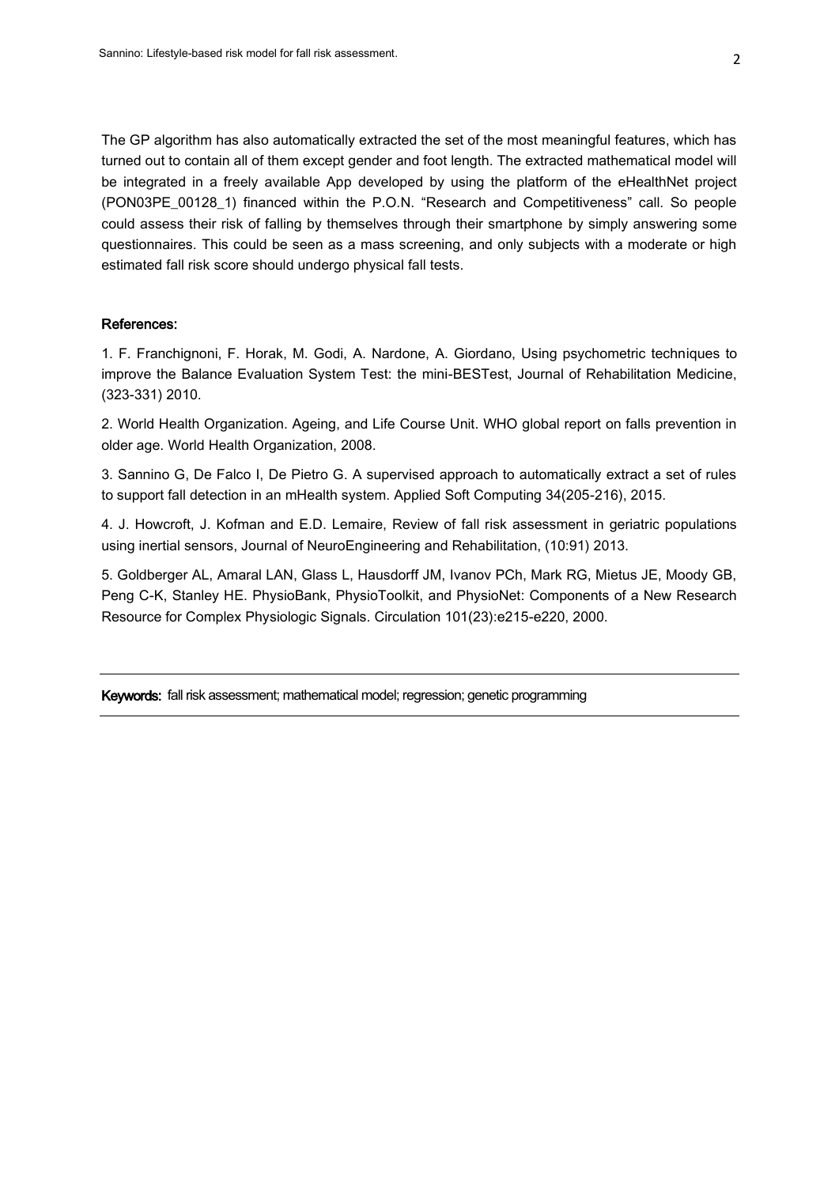The GP algorithm has also automatically extracted the set of the most meaningful features, which has turned out to contain all of them except gender and foot length. The extracted mathematical model will be integrated in a freely available App developed by using the platform of the eHealthNet project (PON03PE_00128_1) financed within the P.O.N. “Research and Competitiveness” call. So people could assess their risk of falling by themselves through their smartphone by simply answering some questionnaires. This could be seen as a mass screening, and only subjects with a moderate or high estimated fall risk score should undergo physical fall tests.

**References:**

1. F. Franchignoni, F. Horak, M. Godi, A. Nardone, A. Giordano, Using psychometric techniques to improve the Balance Evaluation System Test: the mini-BESTest, Journal of Rehabilitation Medicine, (323-331) 2010.

2. World Health Organization. Ageing, and Life Course Unit. WHO global report on falls prevention in older age. World Health Organization, 2008.

3. Sannino G, De Falco I, De Pietro G. A supervised approach to automatically extract a set of rules to support fall detection in an mHealth system. Applied Soft Computing 34(205-216), 2015.

4. J. Howcroft, J. Kofman and E.D. Lemaire, Review of fall risk assessment in geriatric populations using inertial sensors, Journal of NeuroEngineering and Rehabilitation, (10:91) 2013.

5. Goldberger AL, Amaral LAN, Glass L, Hausdorff JM, Ivanov PCh, Mark RG, Mietus JE, Moody GB, Peng C-K, Stanley HE. PhysioBank, PhysioToolkit, and PhysioNet: Components of a New Research Resource for Complex Physiologic Signals. Circulation 101(23):e215-e220, 2000.

---

**Keywords:** fall risk assessment; mathematical model; regression; genetic programming

---